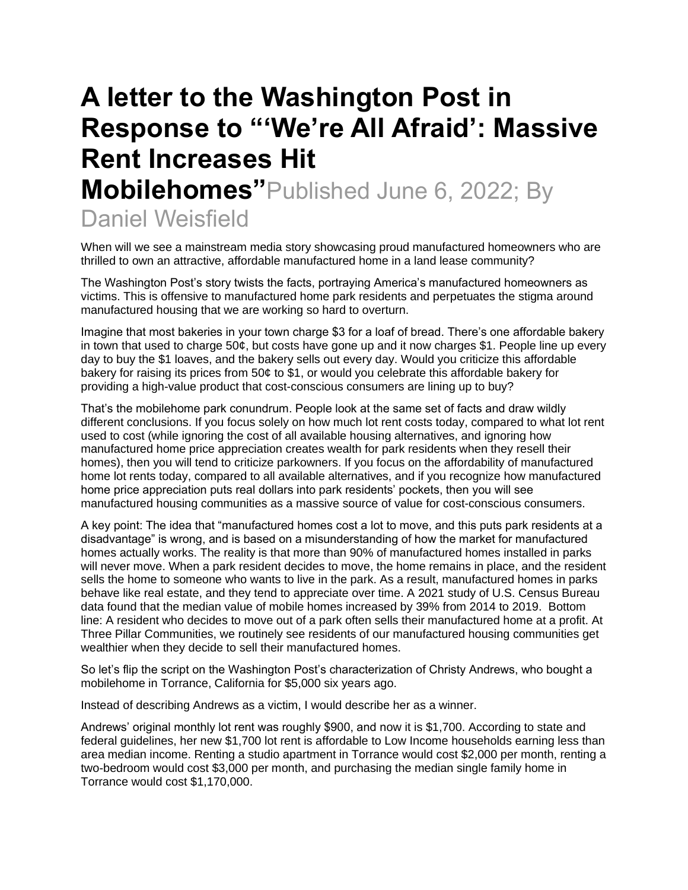# A letter to the Washington Post in Response to "'We're All Afraid': Massive Rent Increases Hit Mobilehomes"

Published June 6, 2022; By Daniel Weisfield

When will we see a mainstream media story showcasing proud manufactured homeowners who are thrilled to own an attractive, affordable manufactured home in a land lease community?

The Washington Post's story twists the facts, portraying America's manufactured homeowners as victims. This is offensive to manufactured home park residents and perpetuates the stigma around manufactured housing that we are working so hard to overturn.

Imagine that most bakeries in your town charge $3 for a loaf of bread. There's one affordable bakery in town that used to charge 50¢, but costs have gone up and it now charges $1. People line up every day to buy the $1 loaves, and the bakery sells out every day. Would you criticize this affordable bakery for raising its prices from 50¢ to $1, or would you celebrate this affordable bakery for providing a high-value product that cost-conscious consumers are lining up to buy?

That's the mobilehome park conundrum. People look at the same set of facts and draw wildly different conclusions. If you focus solely on how much lot rent costs today, compared to what lot rent used to cost (while ignoring the cost of all available housing alternatives, and ignoring how manufactured home price appreciation creates wealth for park residents when they resell their homes), then you will tend to criticize parkowners. If you focus on the affordability of manufactured home lot rents today, compared to all available alternatives, and if you recognize how manufactured home price appreciation puts real dollars into park residents' pockets, then you will see manufactured housing communities as a massive source of value for cost-conscious consumers.

A key point: The idea that "manufactured homes cost a lot to move, and this puts park residents at a disadvantage" is wrong, and is based on a misunderstanding of how the market for manufactured homes actually works. The reality is that more than 90% of manufactured homes installed in parks will never move. When a park resident decides to move, the home remains in place, and the resident sells the home to someone who wants to live in the park. As a result, manufactured homes in parks behave like real estate, and they tend to appreciate over time. A 2021 study of U.S. Census Bureau data found that the median value of mobile homes increased by 39% from 2014 to 2019. Bottom line: A resident who decides to move out of a park often sells their manufactured home at a profit. At Three Pillar Communities, we routinely see residents of our manufactured housing communities get wealthier when they decide to sell their manufactured homes.

So let's flip the script on the Washington Post's characterization of Christy Andrews, who bought a mobilehome in Torrance, California for $5,000 six years ago.

Instead of describing Andrews as a victim, I would describe her as a winner.

Andrews' original monthly lot rent was roughly $900, and now it is $1,700. According to state and federal guidelines, her new $1,700 lot rent is affordable to Low Income households earning less than area median income. Renting a studio apartment in Torrance would cost $2,000 per month, renting a two-bedroom would cost $3,000 per month, and purchasing the median single family home in Torrance would cost $1,170,000.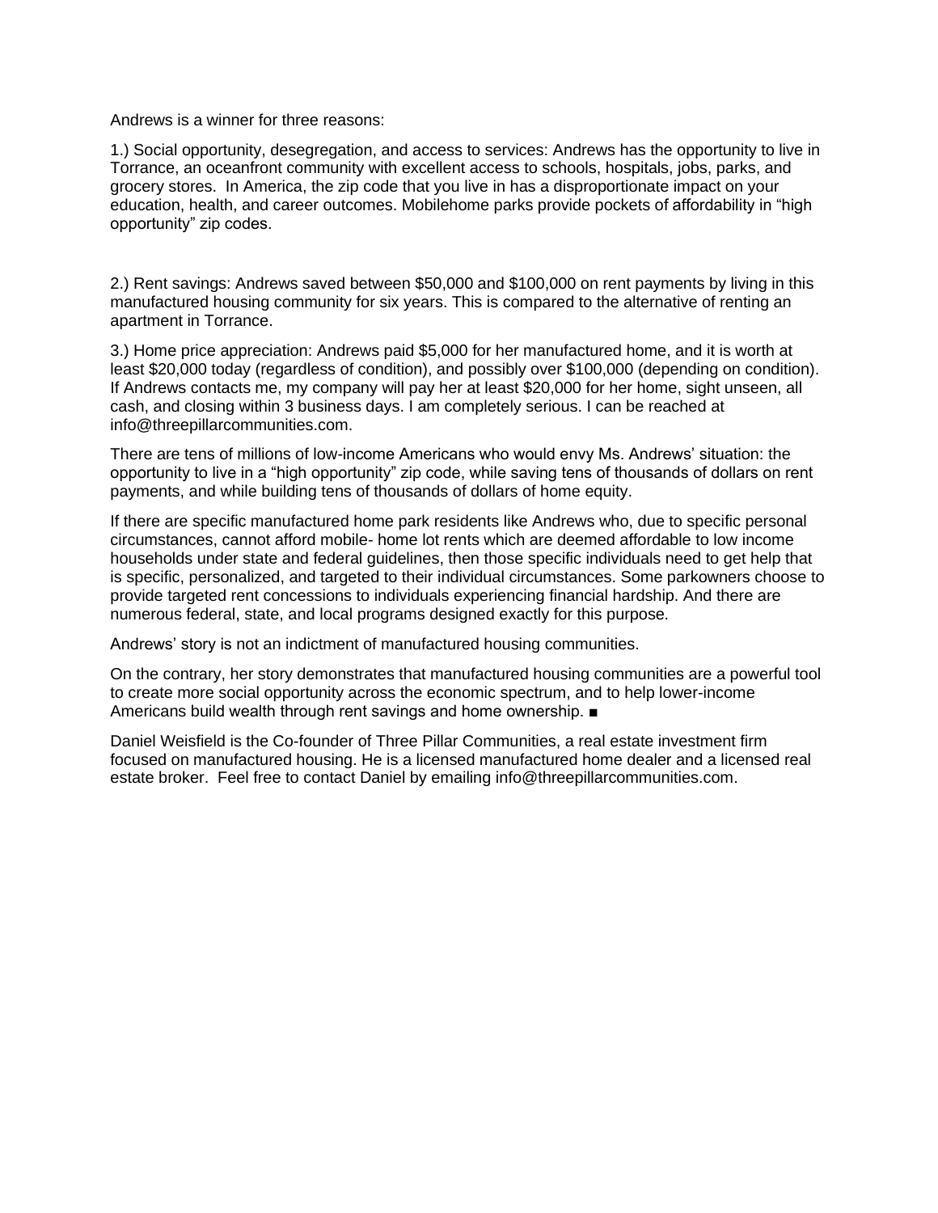Andrews is a winner for three reasons:

1.) Social opportunity, desegregation, and access to services: Andrews has the opportunity to live in Torrance, an oceanfront community with excellent access to schools, hospitals, jobs, parks, and grocery stores. In America, the zip code that you live in has a disproportionate impact on your education, health, and career outcomes. Mobilehome parks provide pockets of affordability in "high opportunity" zip codes.

2.) Rent savings: Andrews saved between $50,000 and $100,000 on rent payments by living in this manufactured housing community for six years. This is compared to the alternative of renting an apartment in Torrance.

3.) Home price appreciation: Andrews paid $5,000 for her manufactured home, and it is worth at least $20,000 today (regardless of condition), and possibly over $100,000 (depending on condition). If Andrews contacts me, my company will pay her at least $20,000 for her home, sight unseen, all cash, and closing within 3 business days. I am completely serious. I can be reached at info@threepillarcommunities.com.

There are tens of millions of low-income Americans who would envy Ms. Andrews' situation: the opportunity to live in a "high opportunity" zip code, while saving tens of thousands of dollars on rent payments, and while building tens of thousands of dollars of home equity.

If there are specific manufactured home park residents like Andrews who, due to specific personal circumstances, cannot afford mobile- home lot rents which are deemed affordable to low income households under state and federal guidelines, then those specific individuals need to get help that is specific, personalized, and targeted to their individual circumstances. Some parkowners choose to provide targeted rent concessions to individuals experiencing financial hardship. And there are numerous federal, state, and local programs designed exactly for this purpose.

Andrews' story is not an indictment of manufactured housing communities.

On the contrary, her story demonstrates that manufactured housing communities are a powerful tool to create more social opportunity across the economic spectrum, and to help lower-income Americans build wealth through rent savings and home ownership. ■

Daniel Weisfield is the Co-founder of Three Pillar Communities, a real estate investment firm focused on manufactured housing. He is a licensed manufactured home dealer and a licensed real estate broker. Feel free to contact Daniel by emailing info@threepillarcommunities.com.